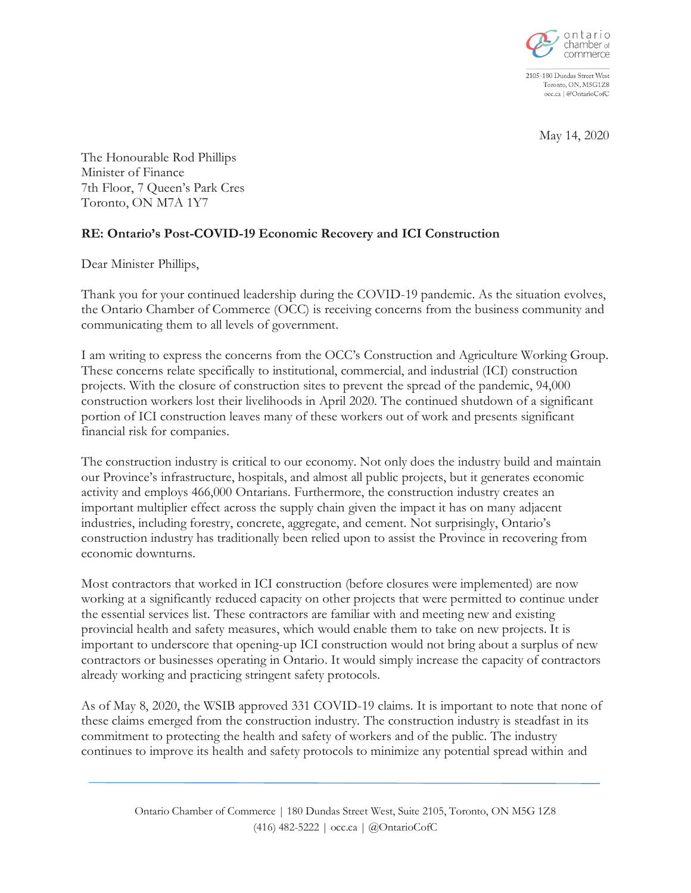ontario chamber of commerce

2105-180 Dundas Street West
Toronto, ON, M5G1Z8
occ.ca | @OntarioCofC

May 14, 2020

The Honourable Rod Phillips
Minister of Finance
7th Floor, 7 Queen's Park Cres
Toronto, ON M7A 1Y7

**RE: Ontario's Post-COVID-19 Economic Recovery and ICI Construction**

Dear Minister Phillips,

Thank you for your continued leadership during the COVID-19 pandemic. As the situation evolves, the Ontario Chamber of Commerce (OCC) is receiving concerns from the business community and communicating them to all levels of government.

I am writing to express the concerns from the OCC's Construction and Agriculture Working Group. These concerns relate specifically to institutional, commercial, and industrial (ICI) construction projects. With the closure of construction sites to prevent the spread of the pandemic, 94,000 construction workers lost their livelihoods in April 2020. The continued shutdown of a significant portion of ICI construction leaves many of these workers out of work and presents significant financial risk for companies.

The construction industry is critical to our economy. Not only does the industry build and maintain our Province's infrastructure, hospitals, and almost all public projects, but it generates economic activity and employs 466,000 Ontarians. Furthermore, the construction industry creates an important multiplier effect across the supply chain given the impact it has on many adjacent industries, including forestry, concrete, aggregate, and cement. Not surprisingly, Ontario's construction industry has traditionally been relied upon to assist the Province in recovering from economic downturns.

Most contractors that worked in ICI construction (before closures were implemented) are now working at a significantly reduced capacity on other projects that were permitted to continue under the essential services list. These contractors are familiar with and meeting new and existing provincial health and safety measures, which would enable them to take on new projects. It is important to underscore that opening-up ICI construction would not bring about a surplus of new contractors or businesses operating in Ontario. It would simply increase the capacity of contractors already working and practicing stringent safety protocols.

As of May 8, 2020, the WSIB approved 331 COVID-19 claims. It is important to note that none of these claims emerged from the construction industry. The construction industry is steadfast in its commitment to protecting the health and safety of workers and of the public. The industry continues to improve its health and safety protocols to minimize any potential spread within and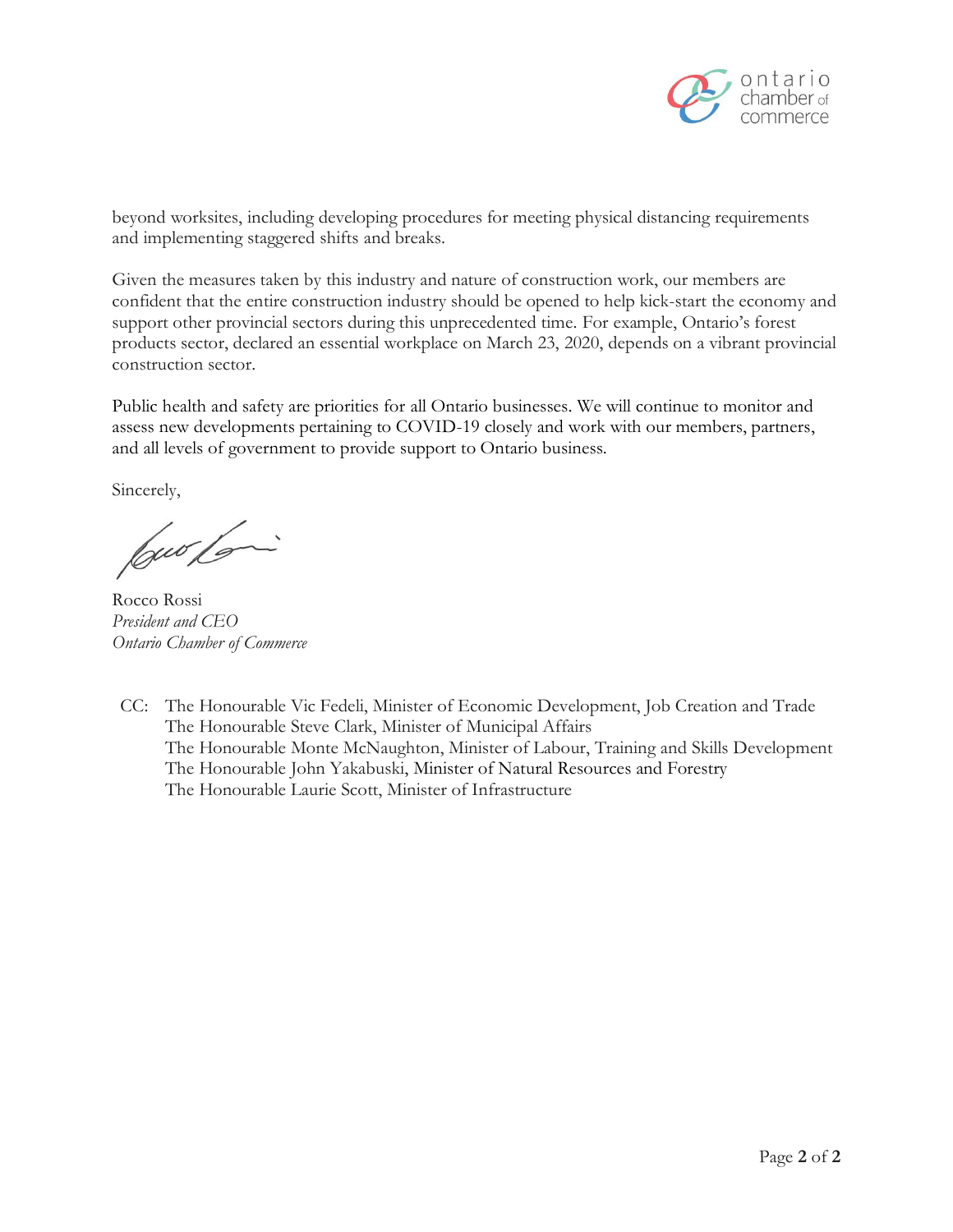beyond worksites, including developing procedures for meeting physical distancing requirements and implementing staggered shifts and breaks.

Given the measures taken by this industry and nature of construction work, our members are confident that the entire construction industry should be opened to help kick-start the economy and support other provincial sectors during this unprecedented time. For example, Ontario's forest products sector, declared an essential workplace on March 23, 2020, depends on a vibrant provincial construction sector.

Public health and safety are priorities for all Ontario businesses. We will continue to monitor and assess new developments pertaining to COVID-19 closely and work with our members, partners, and all levels of government to provide support to Ontario business.

Sincerely,

Rocco Rossi
*President and CEO*
*Ontario Chamber of Commerce*

CC: The Honourable Vic Fedeli, Minister of Economic Development, Job Creation and Trade
The Honourable Steve Clark, Minister of Municipal Affairs
The Honourable Monte McNaughton, Minister of Labour, Training and Skills Development
The Honourable John Yakabuski, Minister of Natural Resources and Forestry
The Honourable Laurie Scott, Minister of Infrastructure